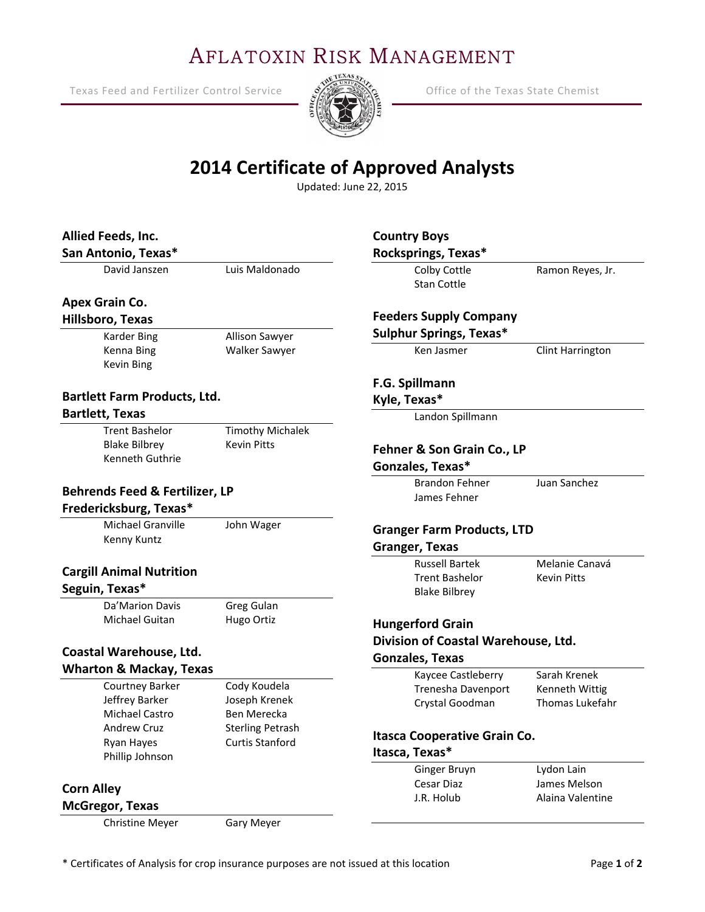# Aflatoxin Risk Management

Texas Feed and Fertilizer Control Service — Office of the Texas State Chemist

## 2014 Certificate of Approved Analysts

Updated: June 22, 2015

**Allied Feeds, Inc.**
**San Antonio, Texas***

- David Janszen
- Luis Maldonado

**Apex Grain Co.**
**Hillsboro, Texas**

- Karder Bing
- Kenna Bing
- Kevin Bing
- Allison Sawyer
- Walker Sawyer

**Bartlett Farm Products, Ltd.**
**Bartlett, Texas**

- Trent Bashelor
- Blake Bilbrey
- Kenneth Guthrie
- Timothy Michalek
- Kevin Pitts

**Behrends Feed & Fertilizer, LP**
**Fredericksburg, Texas***

- Michael Granville
- Kenny Kuntz
- John Wager

**Cargill Animal Nutrition**
**Seguin, Texas***

- Da'Marion Davis
- Michael Guitan
- Greg Gulan
- Hugo Ortiz

**Coastal Warehouse, Ltd.**
**Wharton & Mackay, Texas**

- Courtney Barker
- Jeffrey Barker
- Michael Castro
- Andrew Cruz
- Ryan Hayes
- Phillip Johnson
- Cody Koudela
- Joseph Krenek
- Ben Merecka
- Sterling Petrash
- Curtis Stanford

**Corn Alley**
**McGregor, Texas**

- Christine Meyer
- Gary Meyer

**Country Boys**
**Rocksprings, Texas***

- Colby Cottle
- Stan Cottle
- Ramon Reyes, Jr.

**Feeders Supply Company**
**Sulphur Springs, Texas***

- Ken Jasmer
- Clint Harrington

**F.G. Spillmann**
**Kyle, Texas***

- Landon Spillmann

**Fehner & Son Grain Co., LP**
**Gonzales, Texas***

- Brandon Fehner
- James Fehner
- Juan Sanchez

**Granger Farm Products, LTD**
**Granger, Texas**

- Russell Bartek
- Trent Bashelor
- Blake Bilbrey
- Melanie Canavá
- Kevin Pitts

**Hungerford Grain**
**Division of Coastal Warehouse, Ltd.**
**Gonzales, Texas**

- Kaycee Castleberry
- Trenesha Davenport
- Crystal Goodman
- Sarah Krenek
- Kenneth Wittig
- Thomas Lukefahr

**Itasca Cooperative Grain Co.**
**Itasca, Texas***

- Ginger Bruyn
- Cesar Diaz
- J.R. Holub
- Lydon Lain
- James Melson
- Alaina Valentine

* Certificates of Analysis for crop insurance purposes are not issued at this location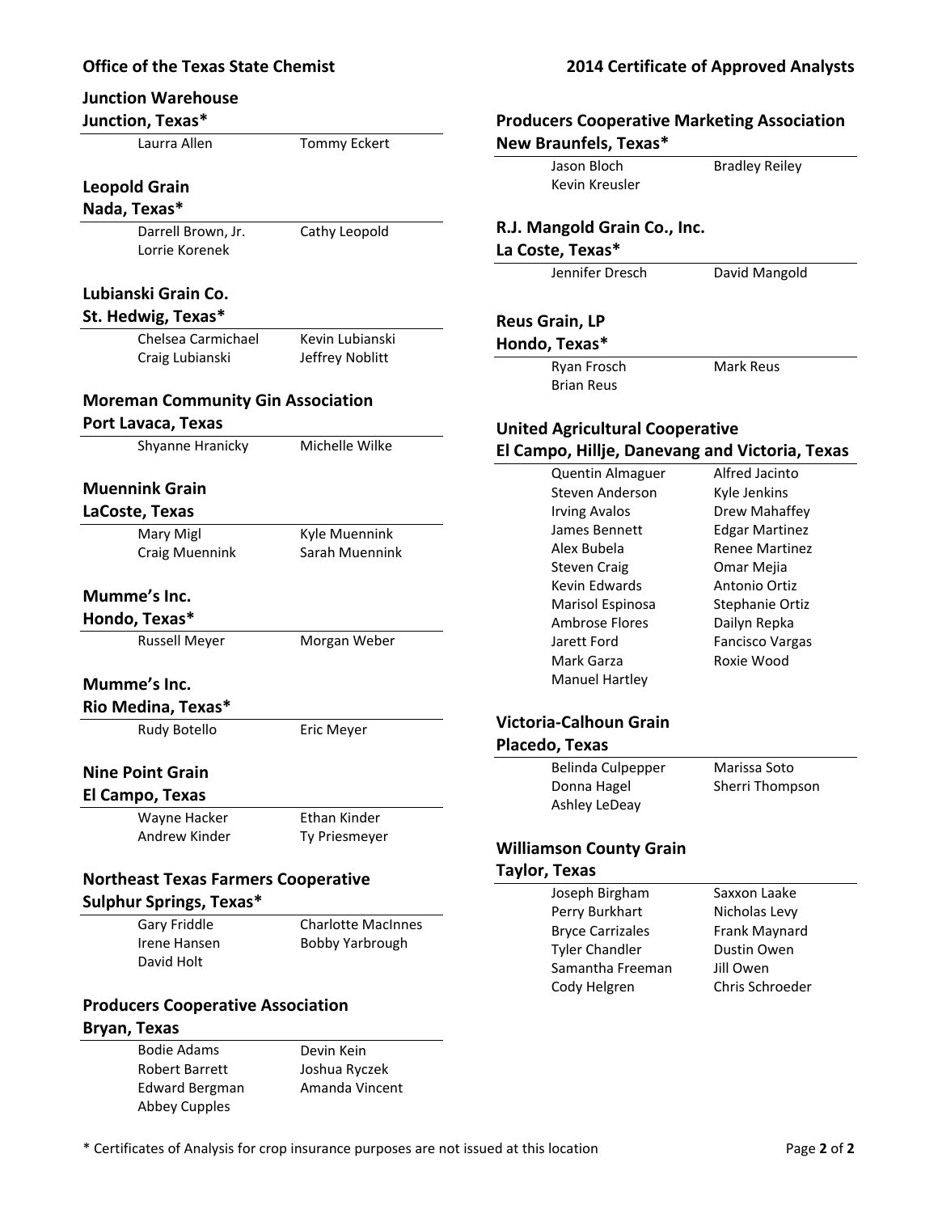## Junction Warehouse
### Junction, Texas*

| | |
|---|---|
| Laurra Allen | Tommy Eckert |

## Leopold Grain
### Nada, Texas*

| | |
|---|---|
| Darrell Brown, Jr. | Cathy Leopold |
| Lorrie Korenek | |

## Lubianski Grain Co.
### St. Hedwig, Texas*

| | |
|---|---|
| Chelsea Carmichael | Kevin Lubianski |
| Craig Lubianski | Jeffrey Noblitt |

## Moreman Community Gin Association
### Port Lavaca, Texas

| | |
|---|---|
| Shyanne Hranicky | Michelle Wilke |

## Muennink Grain
### LaCoste, Texas

| | |
|---|---|
| Mary Migl | Kyle Muennink |
| Craig Muennink | Sarah Muennink |

## Mumme's Inc.
### Hondo, Texas*

| | |
|---|---|
| Russell Meyer | Morgan Weber |

## Mumme's Inc.
### Rio Medina, Texas*

| | |
|---|---|
| Rudy Botello | Eric Meyer |

## Nine Point Grain
### El Campo, Texas

| | |
|---|---|
| Wayne Hacker | Ethan Kinder |
| Andrew Kinder | Ty Priesmeyer |

## Northeast Texas Farmers Cooperative
### Sulphur Springs, Texas*

| | |
|---|---|
| Gary Friddle | Charlotte MacInnes |
| Irene Hansen | Bobby Yarbrough |
| David Holt | |

## Producers Cooperative Association
### Bryan, Texas

| | |
|---|---|
| Bodie Adams | Devin Kein |
| Robert Barrett | Joshua Ryczek |
| Edward Bergman | Amanda Vincent |
| Abbey Cupples | |

## Producers Cooperative Marketing Association
### New Braunfels, Texas*

| | |
|---|---|
| Jason Bloch | Bradley Reiley |
| Kevin Kreusler | |

## R.J. Mangold Grain Co., Inc.
### La Coste, Texas*

| | |
|---|---|
| Jennifer Dresch | David Mangold |

## Reus Grain, LP
### Hondo, Texas*

| | |
|---|---|
| Ryan Frosch | Mark Reus |
| Brian Reus | |

## United Agricultural Cooperative
### El Campo, Hillje, Danevang and Victoria, Texas

| | |
|---|---|
| Quentin Almaguer | Alfred Jacinto |
| Steven Anderson | Kyle Jenkins |
| Irving Avalos | Drew Mahaffey |
| James Bennett | Edgar Martinez |
| Alex Bubela | Renee Martinez |
| Steven Craig | Omar Mejia |
| Kevin Edwards | Antonio Ortiz |
| Marisol Espinosa | Stephanie Ortiz |
| Ambrose Flores | Dailyn Repka |
| Jarett Ford | Fancisco Vargas |
| Mark Garza | Roxie Wood |
| Manuel Hartley | |

## Victoria-Calhoun Grain
### Placedo, Texas

| | |
|---|---|
| Belinda Culpepper | Marissa Soto |
| Donna Hagel | Sherri Thompson |
| Ashley LeDeay | |

## Williamson County Grain
### Taylor, Texas

| | |
|---|---|
| Joseph Birgham | Saxxon Laake |
| Perry Burkhart | Nicholas Levy |
| Bryce Carrizales | Frank Maynard |
| Tyler Chandler | Dustin Owen |
| Samantha Freeman | Jill Owen |
| Cody Helgren | Chris Schroeder |

* Certificates of Analysis for crop insurance purposes are not issued at this location